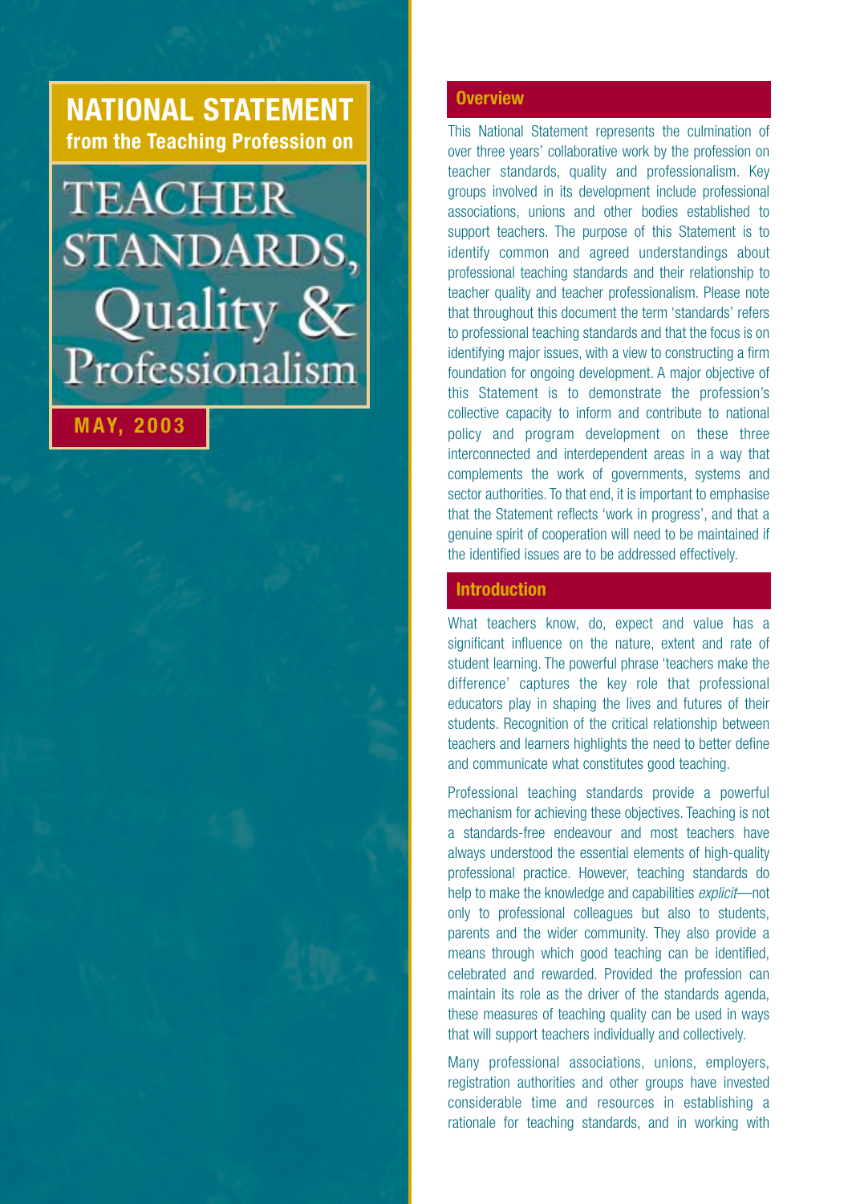# NATIONAL STATEMENT

**from the Teaching Profession on**

# TEACHER STANDARDS, Quality & Professionalism

**MAY, 2003**

## Overview

This National Statement represents the culmination of over three years' collaborative work by the profession on teacher standards, quality and professionalism. Key groups involved in its development include professional associations, unions and other bodies established to support teachers. The purpose of this Statement is to identify common and agreed understandings about professional teaching standards and their relationship to teacher quality and teacher professionalism. Please note that throughout this document the term 'standards' refers to professional teaching standards and that the focus is on identifying major issues, with a view to constructing a firm foundation for ongoing development. A major objective of this Statement is to demonstrate the profession's collective capacity to inform and contribute to national policy and program development on these three interconnected and interdependent areas in a way that complements the work of governments, systems and sector authorities. To that end, it is important to emphasise that the Statement reflects 'work in progress', and that a genuine spirit of cooperation will need to be maintained if the identified issues are to be addressed effectively.

## Introduction

What teachers know, do, expect and value has a significant influence on the nature, extent and rate of student learning. The powerful phrase 'teachers make the difference' captures the key role that professional educators play in shaping the lives and futures of their students. Recognition of the critical relationship between teachers and learners highlights the need to better define and communicate what constitutes good teaching.

Professional teaching standards provide a powerful mechanism for achieving these objectives. Teaching is not a standards-free endeavour and most teachers have always understood the essential elements of high-quality professional practice. However, teaching standards do help to make the knowledge and capabilities *explicit*—not only to professional colleagues but also to students, parents and the wider community. They also provide a means through which good teaching can be identified, celebrated and rewarded. Provided the profession can maintain its role as the driver of the standards agenda, these measures of teaching quality can be used in ways that will support teachers individually and collectively.

Many professional associations, unions, employers, registration authorities and other groups have invested considerable time and resources in establishing a rationale for teaching standards, and in working with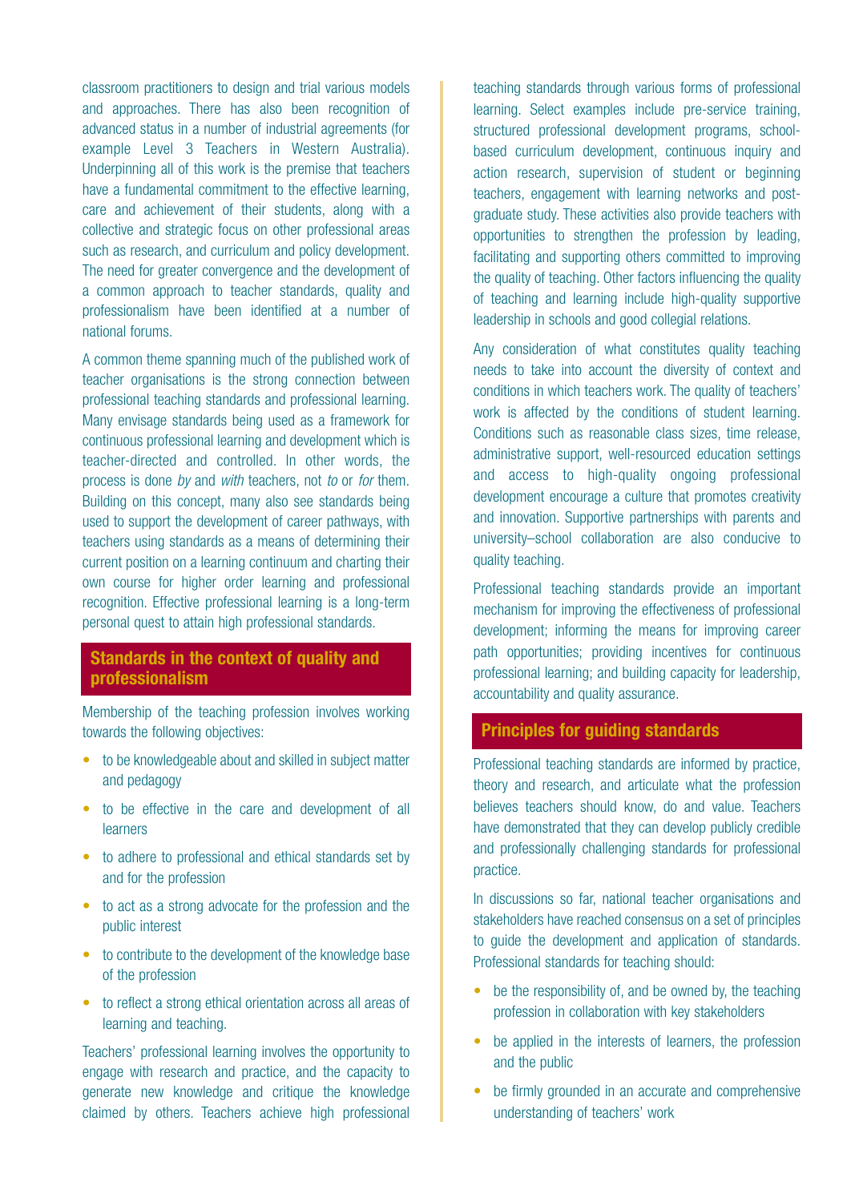classroom practitioners to design and trial various models and approaches. There has also been recognition of advanced status in a number of industrial agreements (for example Level 3 Teachers in Western Australia). Underpinning all of this work is the premise that teachers have a fundamental commitment to the effective learning, care and achievement of their students, along with a collective and strategic focus on other professional areas such as research, and curriculum and policy development. The need for greater convergence and the development of a common approach to teacher standards, quality and professionalism have been identified at a number of national forums.

A common theme spanning much of the published work of teacher organisations is the strong connection between professional teaching standards and professional learning. Many envisage standards being used as a framework for continuous professional learning and development which is teacher-directed and controlled. In other words, the process is done *by* and *with* teachers, not *to* or *for* them. Building on this concept, many also see standards being used to support the development of career pathways, with teachers using standards as a means of determining their current position on a learning continuum and charting their own course for higher order learning and professional recognition. Effective professional learning is a long-term personal quest to attain high professional standards.

## Standards in the context of quality and professionalism

Membership of the teaching profession involves working towards the following objectives:

- to be knowledgeable about and skilled in subject matter and pedagogy
- to be effective in the care and development of all learners
- to adhere to professional and ethical standards set by and for the profession
- to act as a strong advocate for the profession and the public interest
- to contribute to the development of the knowledge base of the profession
- to reflect a strong ethical orientation across all areas of learning and teaching.

Teachers' professional learning involves the opportunity to engage with research and practice, and the capacity to generate new knowledge and critique the knowledge claimed by others. Teachers achieve high professional teaching standards through various forms of professional learning. Select examples include pre-service training, structured professional development programs, school-based curriculum development, continuous inquiry and action research, supervision of student or beginning teachers, engagement with learning networks and post-graduate study. These activities also provide teachers with opportunities to strengthen the profession by leading, facilitating and supporting others committed to improving the quality of teaching. Other factors influencing the quality of teaching and learning include high-quality supportive leadership in schools and good collegial relations.

Any consideration of what constitutes quality teaching needs to take into account the diversity of context and conditions in which teachers work. The quality of teachers' work is affected by the conditions of student learning. Conditions such as reasonable class sizes, time release, administrative support, well-resourced education settings and access to high-quality ongoing professional development encourage a culture that promotes creativity and innovation. Supportive partnerships with parents and university–school collaboration are also conducive to quality teaching.

Professional teaching standards provide an important mechanism for improving the effectiveness of professional development; informing the means for improving career path opportunities; providing incentives for continuous professional learning; and building capacity for leadership, accountability and quality assurance.

## Principles for guiding standards

Professional teaching standards are informed by practice, theory and research, and articulate what the profession believes teachers should know, do and value. Teachers have demonstrated that they can develop publicly credible and professionally challenging standards for professional practice.

In discussions so far, national teacher organisations and stakeholders have reached consensus on a set of principles to guide the development and application of standards. Professional standards for teaching should:

- be the responsibility of, and be owned by, the teaching profession in collaboration with key stakeholders
- be applied in the interests of learners, the profession and the public
- be firmly grounded in an accurate and comprehensive understanding of teachers' work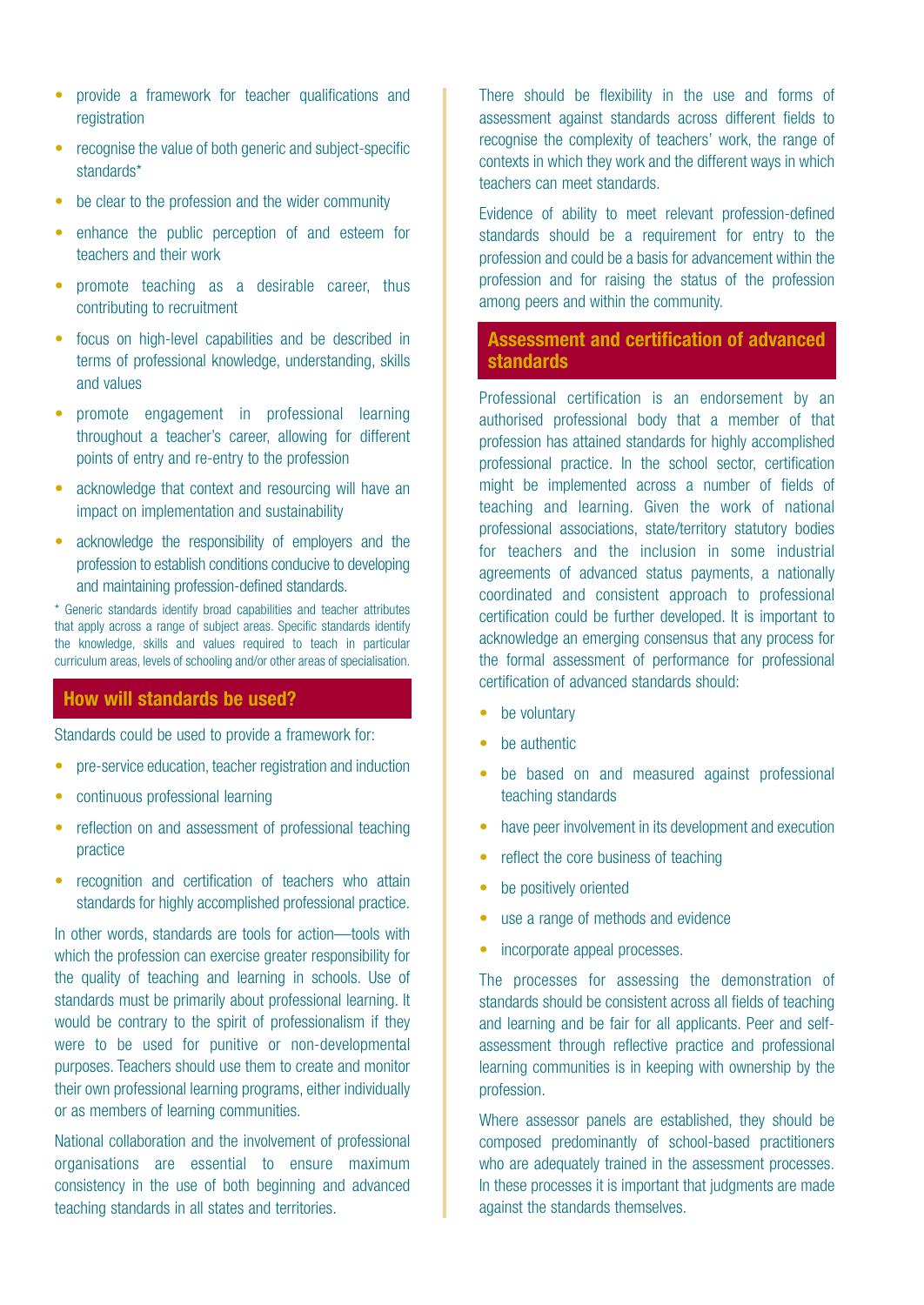- provide a framework for teacher qualifications and registration
- recognise the value of both generic and subject-specific standards*
- be clear to the profession and the wider community
- enhance the public perception of and esteem for teachers and their work
- promote teaching as a desirable career, thus contributing to recruitment
- focus on high-level capabilities and be described in terms of professional knowledge, understanding, skills and values
- promote engagement in professional learning throughout a teacher's career, allowing for different points of entry and re-entry to the profession
- acknowledge that context and resourcing will have an impact on implementation and sustainability
- acknowledge the responsibility of employers and the profession to establish conditions conducive to developing and maintaining profession-defined standards.

* Generic standards identify broad capabilities and teacher attributes that apply across a range of subject areas. Specific standards identify the knowledge, skills and values required to teach in particular curriculum areas, levels of schooling and/or other areas of specialisation.

## How will standards be used?

Standards could be used to provide a framework for:

- pre-service education, teacher registration and induction
- continuous professional learning
- reflection on and assessment of professional teaching practice
- recognition and certification of teachers who attain standards for highly accomplished professional practice.

In other words, standards are tools for action—tools with which the profession can exercise greater responsibility for the quality of teaching and learning in schools. Use of standards must be primarily about professional learning. It would be contrary to the spirit of professionalism if they were to be used for punitive or non-developmental purposes. Teachers should use them to create and monitor their own professional learning programs, either individually or as members of learning communities.

National collaboration and the involvement of professional organisations are essential to ensure maximum consistency in the use of both beginning and advanced teaching standards in all states and territories.

There should be flexibility in the use and forms of assessment against standards across different fields to recognise the complexity of teachers' work, the range of contexts in which they work and the different ways in which teachers can meet standards.

Evidence of ability to meet relevant profession-defined standards should be a requirement for entry to the profession and could be a basis for advancement within the profession and for raising the status of the profession among peers and within the community.

## Assessment and certification of advanced standards

Professional certification is an endorsement by an authorised professional body that a member of that profession has attained standards for highly accomplished professional practice. In the school sector, certification might be implemented across a number of fields of teaching and learning. Given the work of national professional associations, state/territory statutory bodies for teachers and the inclusion in some industrial agreements of advanced status payments, a nationally coordinated and consistent approach to professional certification could be further developed. It is important to acknowledge an emerging consensus that any process for the formal assessment of performance for professional certification of advanced standards should:

- be voluntary
- be authentic
- be based on and measured against professional teaching standards
- have peer involvement in its development and execution
- reflect the core business of teaching
- be positively oriented
- use a range of methods and evidence
- incorporate appeal processes.

The processes for assessing the demonstration of standards should be consistent across all fields of teaching and learning and be fair for all applicants. Peer and self-assessment through reflective practice and professional learning communities is in keeping with ownership by the profession.

Where assessor panels are established, they should be composed predominantly of school-based practitioners who are adequately trained in the assessment processes. In these processes it is important that judgments are made against the standards themselves.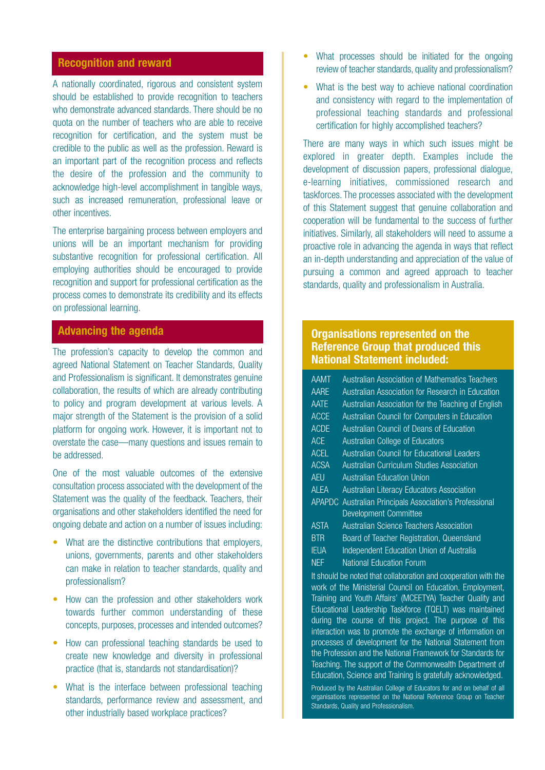## Recognition and reward

A nationally coordinated, rigorous and consistent system should be established to provide recognition to teachers who demonstrate advanced standards. There should be no quota on the number of teachers who are able to receive recognition for certification, and the system must be credible to the public as well as the profession. Reward is an important part of the recognition process and reflects the desire of the profession and the community to acknowledge high-level accomplishment in tangible ways, such as increased remuneration, professional leave or other incentives.

The enterprise bargaining process between employers and unions will be an important mechanism for providing substantive recognition for professional certification. All employing authorities should be encouraged to provide recognition and support for professional certification as the process comes to demonstrate its credibility and its effects on professional learning.

## Advancing the agenda

The profession's capacity to develop the common and agreed National Statement on Teacher Standards, Quality and Professionalism is significant. It demonstrates genuine collaboration, the results of which are already contributing to policy and program development at various levels. A major strength of the Statement is the provision of a solid platform for ongoing work. However, it is important not to overstate the case—many questions and issues remain to be addressed.

One of the most valuable outcomes of the extensive consultation process associated with the development of the Statement was the quality of the feedback. Teachers, their organisations and other stakeholders identified the need for ongoing debate and action on a number of issues including:

- What are the distinctive contributions that employers, unions, governments, parents and other stakeholders can make in relation to teacher standards, quality and professionalism?
- How can the profession and other stakeholders work towards further common understanding of these concepts, purposes, processes and intended outcomes?
- How can professional teaching standards be used to create new knowledge and diversity in professional practice (that is, standards not standardisation)?
- What is the interface between professional teaching standards, performance review and assessment, and other industrially based workplace practices?
- What processes should be initiated for the ongoing review of teacher standards, quality and professionalism?
- What is the best way to achieve national coordination and consistency with regard to the implementation of professional teaching standards and professional certification for highly accomplished teachers?

There are many ways in which such issues might be explored in greater depth. Examples include the development of discussion papers, professional dialogue, e-learning initiatives, commissioned research and taskforces. The processes associated with the development of this Statement suggest that genuine collaboration and cooperation will be fundamental to the success of further initiatives. Similarly, all stakeholders will need to assume a proactive role in advancing the agenda in ways that reflect an in-depth understanding and appreciation of the value of pursuing a common and agreed approach to teacher standards, quality and professionalism in Australia.

## Organisations represented on the Reference Group that produced this National Statement included:

| | |
|---|---|
| AAMT | Australian Association of Mathematics Teachers |
| AARE | Australian Association for Research in Education |
| AATE | Australian Association for the Teaching of English |
| ACCE | Australian Council for Computers in Education |
| ACDE | Australian Council of Deans of Education |
| ACE | Australian College of Educators |
| ACEL | Australian Council for Educational Leaders |
| ACSA | Australian Curriculum Studies Association |
| AEU | Australian Education Union |
| ALEA | Australian Literacy Educators Association |
| APAPDC | Australian Principals Association's Professional Development Committee |
| ASTA | Australian Science Teachers Association |
| BTR | Board of Teacher Registration, Queensland |
| IEUA | Independent Education Union of Australia |
| NEF | National Education Forum |

It should be noted that collaboration and cooperation with the work of the Ministerial Council on Education, Employment, Training and Youth Affairs' (MCEETYA) Teacher Quality and Educational Leadership Taskforce (TQELT) was maintained during the course of this project. The purpose of this interaction was to promote the exchange of information on processes of development for the National Statement from the Profession and the National Framework for Standards for Teaching. The support of the Commonwealth Department of Education, Science and Training is gratefully acknowledged.

Produced by the Australian College of Educators for and on behalf of all organisations represented on the National Reference Group on Teacher Standards, Quality and Professionalism.